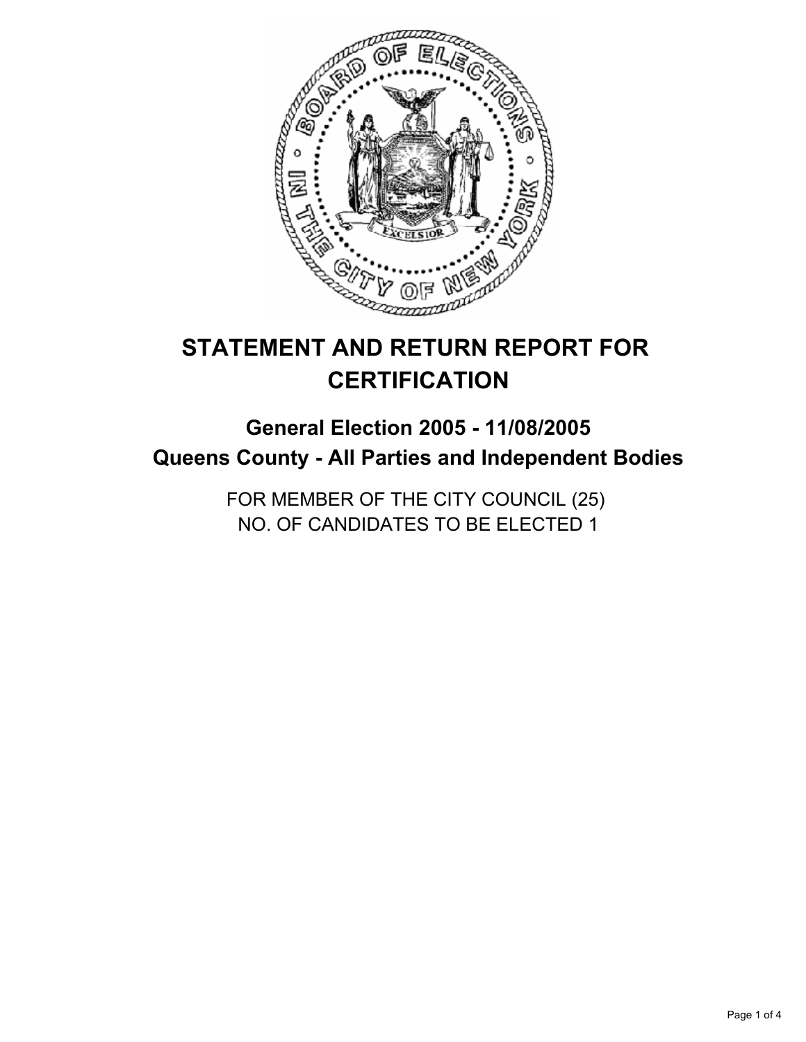# STATEMENT AND RETURN REPORT FOR CERTIFICATION

## General Election 2005 - 11/08/2005

## Queens County - All Parties and Independent Bodies

FOR MEMBER OF THE CITY COUNCIL (25)
NO. OF CANDIDATES TO BE ELECTED 1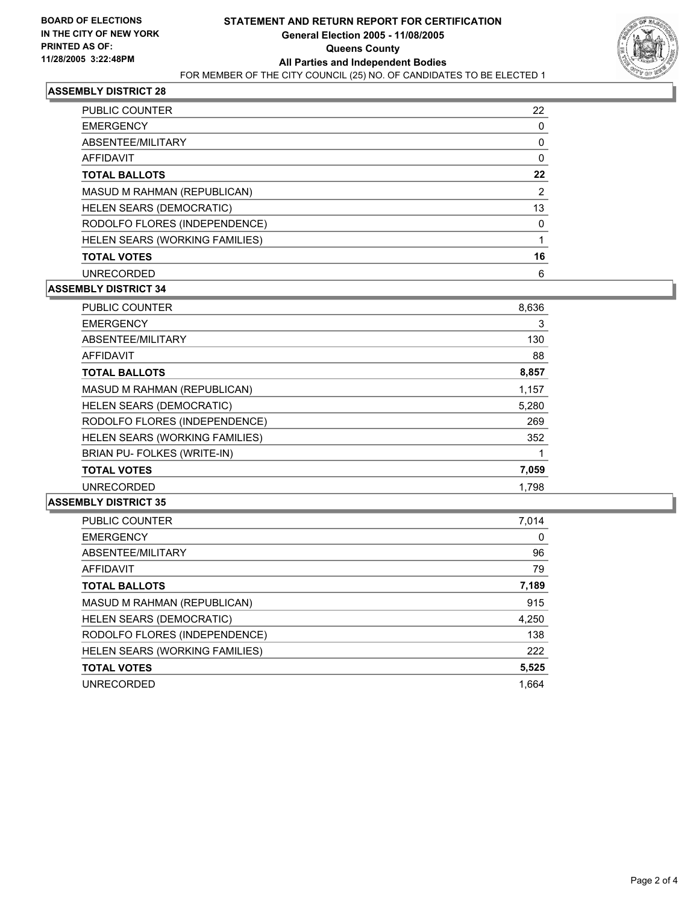**BOARD OF ELECTIONS IN THE CITY OF NEW YORK PRINTED AS OF: 11/28/2005 3:22:48PM**

# STATEMENT AND RETURN REPORT FOR CERTIFICATION
## General Election 2005 - 11/08/2005
## Queens County
## All Parties and Independent Bodies
FOR MEMBER OF THE CITY COUNCIL (25) NO. OF CANDIDATES TO BE ELECTED 1

### ASSEMBLY DISTRICT 28

| | |
|---|---|
| PUBLIC COUNTER | 22 |
| EMERGENCY | 0 |
| ABSENTEE/MILITARY | 0 |
| AFFIDAVIT | 0 |
| **TOTAL BALLOTS** | **22** |
| MASUD M RAHMAN (REPUBLICAN) | 2 |
| HELEN SEARS (DEMOCRATIC) | 13 |
| RODOLFO FLORES (INDEPENDENCE) | 0 |
| HELEN SEARS (WORKING FAMILIES) | 1 |
| **TOTAL VOTES** | **16** |
| UNRECORDED | 6 |

### ASSEMBLY DISTRICT 34

| | |
|---|---|
| PUBLIC COUNTER | 8,636 |
| EMERGENCY | 3 |
| ABSENTEE/MILITARY | 130 |
| AFFIDAVIT | 88 |
| **TOTAL BALLOTS** | **8,857** |
| MASUD M RAHMAN (REPUBLICAN) | 1,157 |
| HELEN SEARS (DEMOCRATIC) | 5,280 |
| RODOLFO FLORES (INDEPENDENCE) | 269 |
| HELEN SEARS (WORKING FAMILIES) | 352 |
| BRIAN PU- FOLKES (WRITE-IN) | 1 |
| **TOTAL VOTES** | **7,059** |
| UNRECORDED | 1,798 |

### ASSEMBLY DISTRICT 35

| | |
|---|---|
| PUBLIC COUNTER | 7,014 |
| EMERGENCY | 0 |
| ABSENTEE/MILITARY | 96 |
| AFFIDAVIT | 79 |
| **TOTAL BALLOTS** | **7,189** |
| MASUD M RAHMAN (REPUBLICAN) | 915 |
| HELEN SEARS (DEMOCRATIC) | 4,250 |
| RODOLFO FLORES (INDEPENDENCE) | 138 |
| HELEN SEARS (WORKING FAMILIES) | 222 |
| **TOTAL VOTES** | **5,525** |
| UNRECORDED | 1,664 |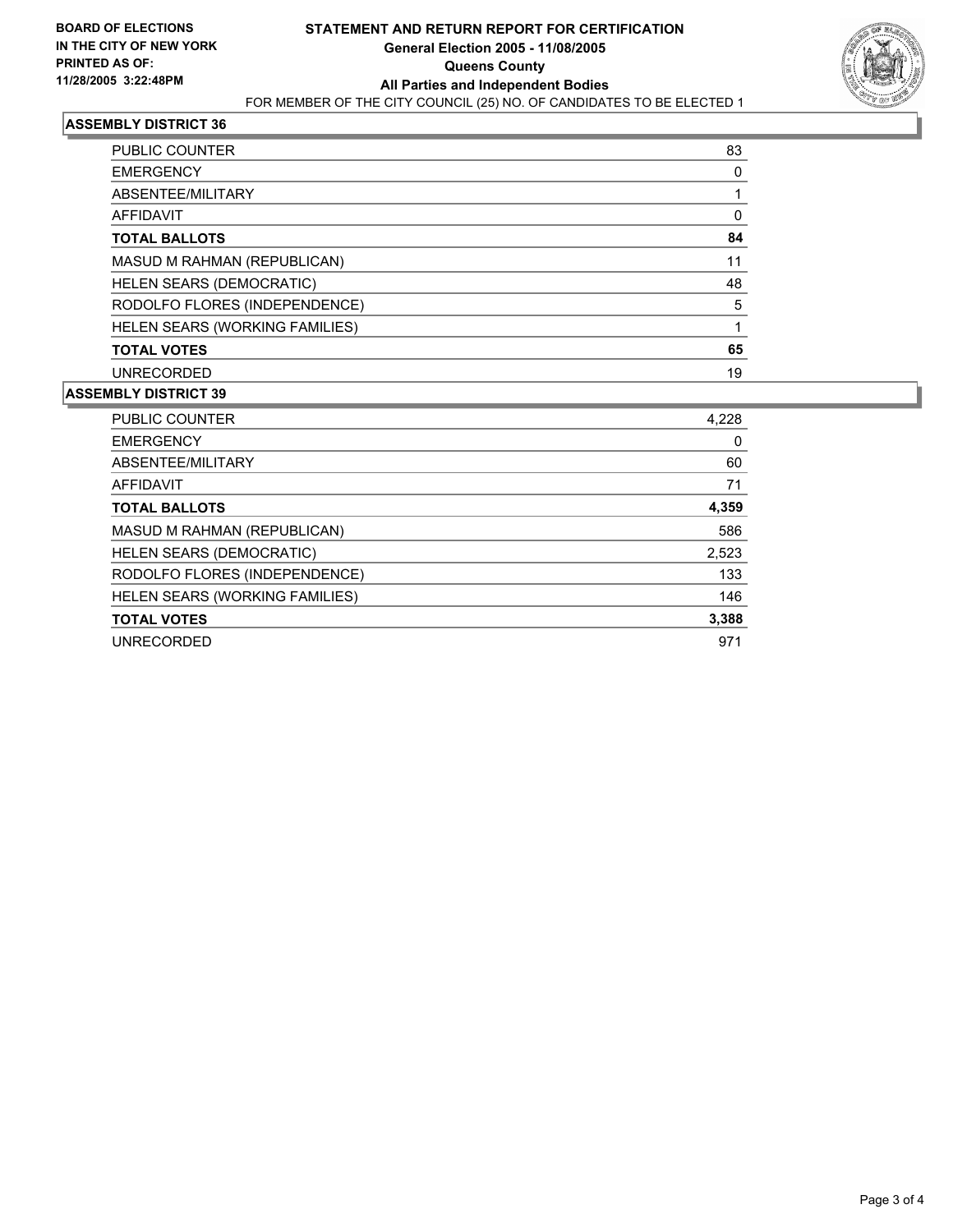**BOARD OF ELECTIONS IN THE CITY OF NEW YORK PRINTED AS OF: 11/28/2005 3:22:48PM**

# STATEMENT AND RETURN REPORT FOR CERTIFICATION
## General Election 2005 - 11/08/2005
## Queens County
## All Parties and Independent Bodies
FOR MEMBER OF THE CITY COUNCIL (25) NO. OF CANDIDATES TO BE ELECTED 1

### ASSEMBLY DISTRICT 36

| | |
|---|---|
| PUBLIC COUNTER | 83 |
| EMERGENCY | 0 |
| ABSENTEE/MILITARY | 1 |
| AFFIDAVIT | 0 |
| **TOTAL BALLOTS** | **84** |
| MASUD M RAHMAN (REPUBLICAN) | 11 |
| HELEN SEARS (DEMOCRATIC) | 48 |
| RODOLFO FLORES (INDEPENDENCE) | 5 |
| HELEN SEARS (WORKING FAMILIES) | 1 |
| **TOTAL VOTES** | **65** |
| UNRECORDED | 19 |

### ASSEMBLY DISTRICT 39

| | |
|---|---|
| PUBLIC COUNTER | 4,228 |
| EMERGENCY | 0 |
| ABSENTEE/MILITARY | 60 |
| AFFIDAVIT | 71 |
| **TOTAL BALLOTS** | **4,359** |
| MASUD M RAHMAN (REPUBLICAN) | 586 |
| HELEN SEARS (DEMOCRATIC) | 2,523 |
| RODOLFO FLORES (INDEPENDENCE) | 133 |
| HELEN SEARS (WORKING FAMILIES) | 146 |
| **TOTAL VOTES** | **3,388** |
| UNRECORDED | 971 |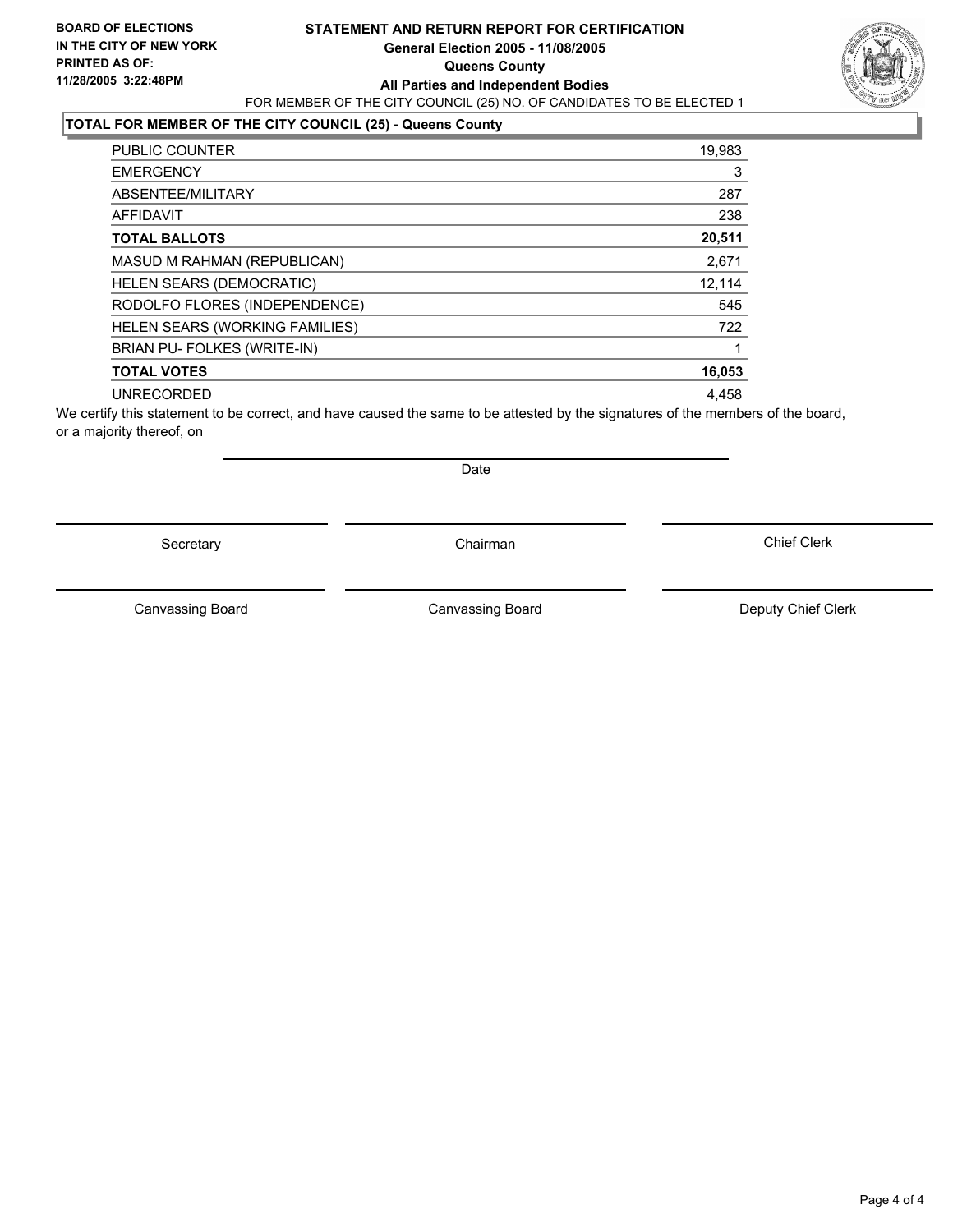**BOARD OF ELECTIONS IN THE CITY OF NEW YORK PRINTED AS OF: 11/28/2005 3:22:48PM**

# STATEMENT AND RETURN REPORT FOR CERTIFICATION

**General Election 2005 - 11/08/2005**

**Queens County**

**All Parties and Independent Bodies**

FOR MEMBER OF THE CITY COUNCIL (25) NO. OF CANDIDATES TO BE ELECTED 1

## TOTAL FOR MEMBER OF THE CITY COUNCIL (25) - Queens County

| | |
|---|---|
| PUBLIC COUNTER | 19,983 |
| EMERGENCY | 3 |
| ABSENTEE/MILITARY | 287 |
| AFFIDAVIT | 238 |
| **TOTAL BALLOTS** | **20,511** |
| MASUD M RAHMAN (REPUBLICAN) | 2,671 |
| HELEN SEARS (DEMOCRATIC) | 12,114 |
| RODOLFO FLORES (INDEPENDENCE) | 545 |
| HELEN SEARS (WORKING FAMILIES) | 722 |
| BRIAN PU- FOLKES (WRITE-IN) | 1 |
| **TOTAL VOTES** | **16,053** |
| UNRECORDED | 4,458 |

We certify this statement to be correct, and have caused the same to be attested by the signatures of the members of the board, or a majority thereof, on

Date

Secretary | Chairman | Chief Clerk

Canvassing Board | Canvassing Board | Deputy Chief Clerk